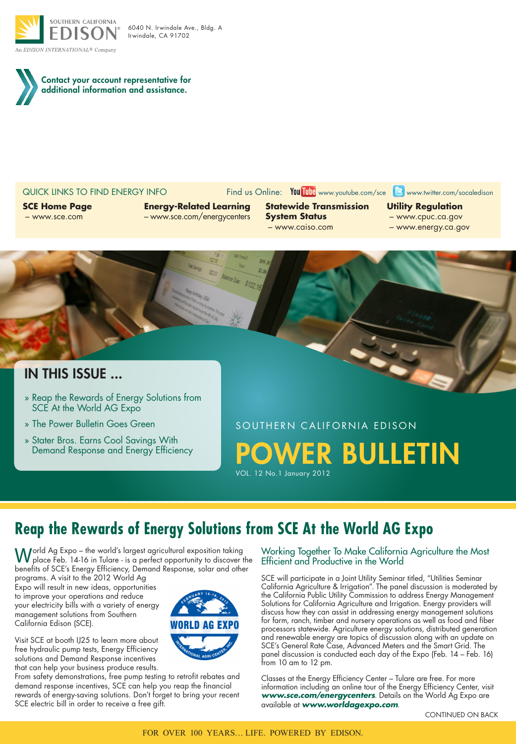SOUTHERN CALIFORNIA
EDISON®
An EDISON INTERNATIONAL® Company

6040 N. Irwindale Ave., Bldg. A
Irwindale, CA 91702

**Contact your account representative for additional information and assistance.**

QUICK LINKS TO FIND ENERGY INFO

Find us Online: YouTube www.youtube.com/sce  Twitter www.twitter.com/socaledison

**SCE Home Page**
– www.sce.com

**Energy-Related Learning**
– www.sce.com/energycenters

**Statewide Transmission System Status**
– www.caiso.com

**Utility Regulation**
– www.cpuc.ca.gov
– www.energy.ca.gov

## IN THIS ISSUE ...

- » Reap the Rewards of Energy Solutions from SCE At the World AG Expo
- » The Power Bulletin Goes Green
- » Stater Bros. Earns Cool Savings With Demand Response and Energy Efficiency

SOUTHERN CALIFORNIA EDISON

# POWER BULLETIN

VOL. 12 No.1 January 2012

## Reap the Rewards of Energy Solutions from SCE At the World AG Expo

World Ag Expo – the world's largest agricultural exposition taking place Feb. 14-16 in Tulare - is a perfect opportunity to discover the benefits of SCE's Energy Efficiency, Demand Response, solar and other programs. A visit to the 2012 World Ag Expo will result in new ideas, opportunities to improve your operations and reduce your electricity bills with a variety of energy management solutions from Southern California Edison (SCE).

Visit SCE at booth IJ25 to learn more about free hydraulic pump tests, Energy Efficiency solutions and Demand Response incentives that can help your business produce results. From safety demonstrations, free pump testing to retrofit rebates and demand response incentives, SCE can help you reap the financial rewards of energy-saving solutions. Don't forget to bring your recent SCE electric bill in order to receive a free gift.

### Working Together To Make California Agriculture the Most Efficient and Productive in the World

SCE will participate in a Joint Utility Seminar titled, "Utilities Seminar California Agriculture & Irrigation". The panel discussion is moderated by the California Public Utility Commission to address Energy Management Solutions for California Agriculture and Irrigation. Energy providers will discuss how they can assist in addressing energy management solutions for farm, ranch, timber and nursery operations as well as food and fiber processors statewide. Agriculture energy solutions, distributed generation and renewable energy are topics of discussion along with an update on SCE's General Rate Case, Advanced Meters and the Smart Grid. The panel discussion is conducted each day of the Expo (Feb. 14 – Feb. 16) from 10 am to 12 pm.

Classes at the Energy Efficiency Center – Tulare are free. For more information including an online tour of the Energy Efficiency Center, visit ***www.sce.com/energycenters***. Details on the World Ag Expo are available at ***www.worldagexpo.com***.

CONTINUED ON BACK

FOR OVER 100 YEARS... LIFE. POWERED BY EDISON.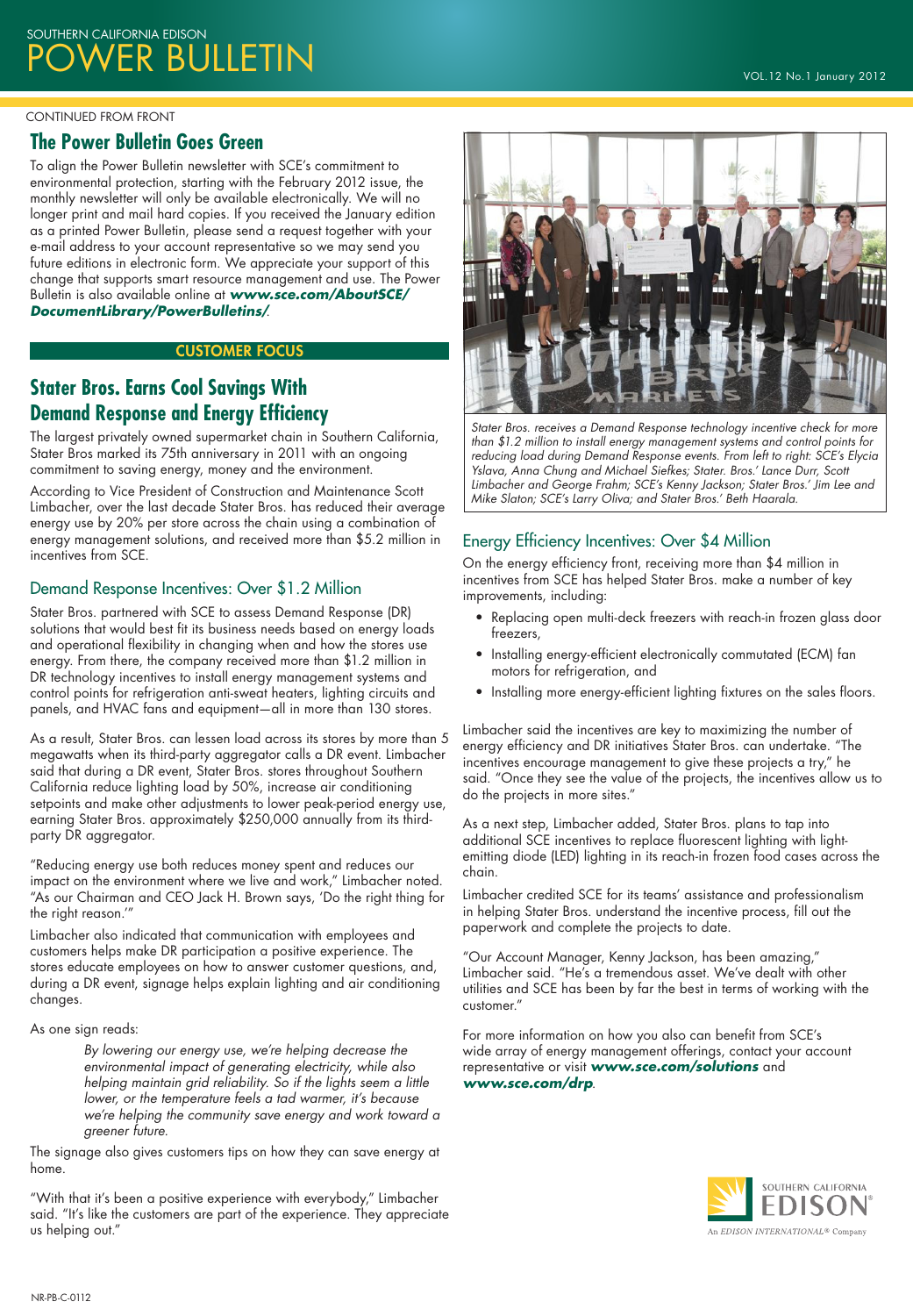CONTINUED FROM FRONT

## The Power Bulletin Goes Green

To align the Power Bulletin newsletter with SCE's commitment to environmental protection, starting with the February 2012 issue, the monthly newsletter will only be available electronically. We will no longer print and mail hard copies. If you received the January edition as a printed Power Bulletin, please send a request together with your e-mail address to your account representative so we may send you future editions in electronic form. We appreciate your support of this change that supports smart resource management and use. The Power Bulletin is also available online at ***www.sce.com/AboutSCE/DocumentLibrary/PowerBulletins/***.

**CUSTOMER FOCUS**

## Stater Bros. Earns Cool Savings With Demand Response and Energy Efficiency

The largest privately owned supermarket chain in Southern California, Stater Bros marked its 75th anniversary in 2011 with an ongoing commitment to saving energy, money and the environment.

According to Vice President of Construction and Maintenance Scott Limbacher, over the last decade Stater Bros. has reduced their average energy use by 20% per store across the chain using a combination of energy management solutions, and received more than $5.2 million in incentives from SCE.

### Demand Response Incentives: Over $1.2 Million

Stater Bros. partnered with SCE to assess Demand Response (DR) solutions that would best fit its business needs based on energy loads and operational flexibility in changing when and how the stores use energy. From there, the company received more than $1.2 million in DR technology incentives to install energy management systems and control points for refrigeration anti-sweat heaters, lighting circuits and panels, and HVAC fans and equipment—all in more than 130 stores.

As a result, Stater Bros. can lessen load across its stores by more than 5 megawatts when its third-party aggregator calls a DR event. Limbacher said that during a DR event, Stater Bros. stores throughout Southern California reduce lighting load by 50%, increase air conditioning setpoints and make other adjustments to lower peak-period energy use, earning Stater Bros. approximately $250,000 annually from its third-party DR aggregator.

"Reducing energy use both reduces money spent and reduces our impact on the environment where we live and work," Limbacher noted. "As our Chairman and CEO Jack H. Brown says, 'Do the right thing for the right reason.'"

Limbacher also indicated that communication with employees and customers helps make DR participation a positive experience. The stores educate employees on how to answer customer questions, and, during a DR event, signage helps explain lighting and air conditioning changes.

As one sign reads:

> *By lowering our energy use, we're helping decrease the environmental impact of generating electricity, while also helping maintain grid reliability. So if the lights seem a little lower, or the temperature feels a tad warmer, it's because we're helping the community save energy and work toward a greener future.*

The signage also gives customers tips on how they can save energy at home.

"With that it's been a positive experience with everybody," Limbacher said. "It's like the customers are part of the experience. They appreciate us helping out."

*Stater Bros. receives a Demand Response technology incentive check for more than $1.2 million to install energy management systems and control points for reducing load during Demand Response events. From left to right: SCE's Elycia Yslava, Anna Chung and Michael Siefkes; Stater. Bros.' Lance Durr, Scott Limbacher and George Frahm; SCE's Kenny Jackson; Stater Bros.' Jim Lee and Mike Slaton; SCE's Larry Oliva; and Stater Bros.' Beth Haarala.*

### Energy Efficiency Incentives: Over $4 Million

On the energy efficiency front, receiving more than $4 million in incentives from SCE has helped Stater Bros. make a number of key improvements, including:

- Replacing open multi-deck freezers with reach-in frozen glass door freezers,
- Installing energy-efficient electronically commutated (ECM) fan motors for refrigeration, and
- Installing more energy-efficient lighting fixtures on the sales floors.

Limbacher said the incentives are key to maximizing the number of energy efficiency and DR initiatives Stater Bros. can undertake. "The incentives encourage management to give these projects a try," he said. "Once they see the value of the projects, the incentives allow us to do the projects in more sites."

As a next step, Limbacher added, Stater Bros. plans to tap into additional SCE incentives to replace fluorescent lighting with light-emitting diode (LED) lighting in its reach-in frozen food cases across the chain.

Limbacher credited SCE for its teams' assistance and professionalism in helping Stater Bros. understand the incentive process, fill out the paperwork and complete the projects to date.

"Our Account Manager, Kenny Jackson, has been amazing," Limbacher said. "He's a tremendous asset. We've dealt with other utilities and SCE has been by far the best in terms of working with the customer."

For more information on how you also can benefit from SCE's wide array of energy management offerings, contact your account representative or visit ***www.sce.com/solutions*** and ***www.sce.com/drp***.

NR-PB-C-0112